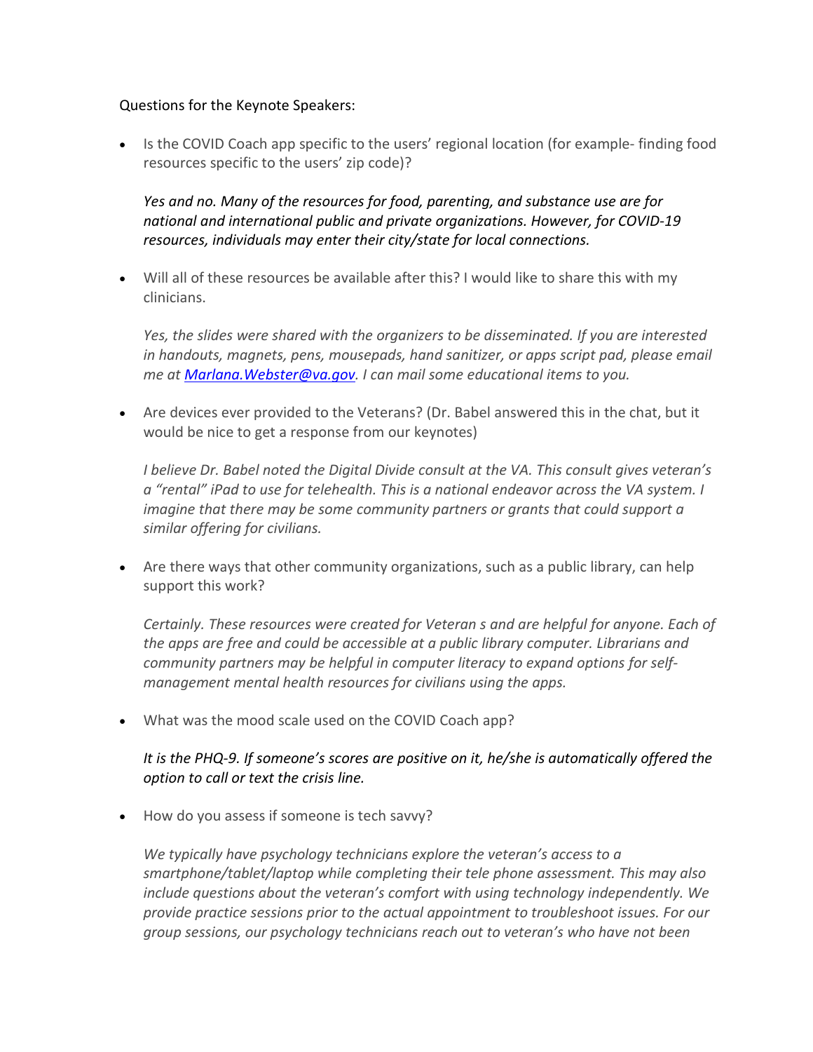Questions for the Keynote Speakers:

- Is the COVID Coach app specific to the users' regional location (for example- finding food resources specific to the users' zip code)?

  *Yes and no. Many of the resources for food, parenting, and substance use are for national and international public and private organizations. However, for COVID-19 resources, individuals may enter their city/state for local connections.*

- Will all of these resources be available after this? I would like to share this with my clinicians.

  *Yes, the slides were shared with the organizers to be disseminated. If you are interested in handouts, magnets, pens, mousepads, hand sanitizer, or apps script pad, please email me at [Marlana.Webster@va.gov](mailto:Marlana.Webster@va.gov). I can mail some educational items to you.*

- Are devices ever provided to the Veterans? (Dr. Babel answered this in the chat, but it would be nice to get a response from our keynotes)

  *I believe Dr. Babel noted the Digital Divide consult at the VA. This consult gives veteran's a "rental" iPad to use for telehealth. This is a national endeavor across the VA system. I imagine that there may be some community partners or grants that could support a similar offering for civilians.*

- Are there ways that other community organizations, such as a public library, can help support this work?

  *Certainly. These resources were created for Veteran s and are helpful for anyone. Each of the apps are free and could be accessible at a public library computer. Librarians and community partners may be helpful in computer literacy to expand options for self-management mental health resources for civilians using the apps.*

- What was the mood scale used on the COVID Coach app?

  *It is the PHQ-9. If someone's scores are positive on it, he/she is automatically offered the option to call or text the crisis line.*

- How do you assess if someone is tech savvy?

  *We typically have psychology technicians explore the veteran's access to a smartphone/tablet/laptop while completing their tele phone assessment. This may also include questions about the veteran's comfort with using technology independently. We provide practice sessions prior to the actual appointment to troubleshoot issues. For our group sessions, our psychology technicians reach out to veteran's who have not been*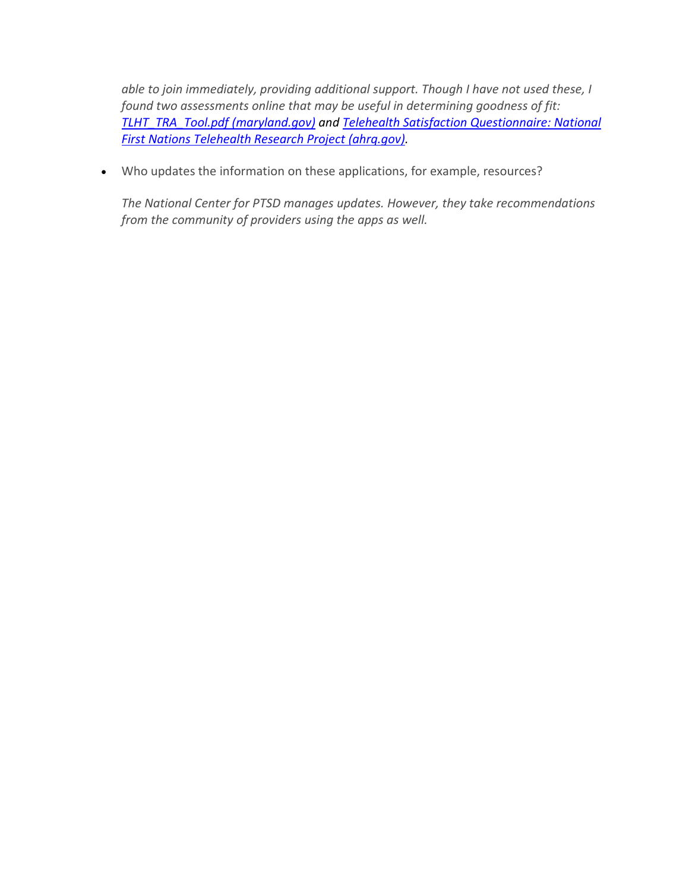*able to join immediately, providing additional support. Though I have not used these, I found two assessments online that may be useful in determining goodness of fit: [TLHT_TRA_Tool.pdf (maryland.gov)] and [Telehealth Satisfaction Questionnaire: National First Nations Telehealth Research Project (ahrq.gov)].*

- Who updates the information on these applications, for example, resources?

  *The National Center for PTSD manages updates. However, they take recommendations from the community of providers using the apps as well.*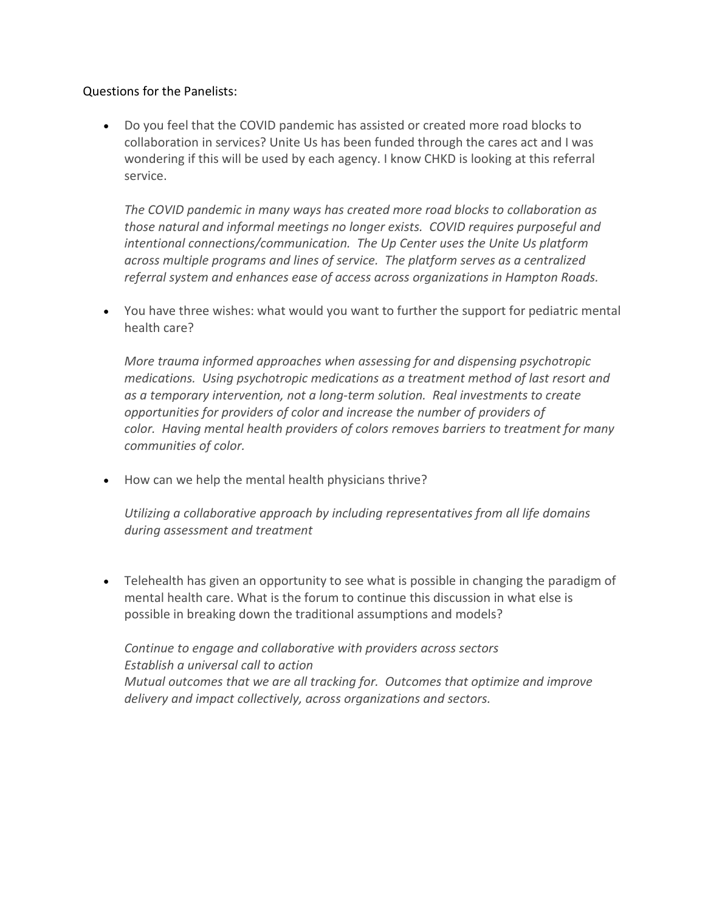Questions for the Panelists:

- Do you feel that the COVID pandemic has assisted or created more road blocks to collaboration in services? Unite Us has been funded through the cares act and I was wondering if this will be used by each agency. I know CHKD is looking at this referral service.

  *The COVID pandemic in many ways has created more road blocks to collaboration as those natural and informal meetings no longer exists. COVID requires purposeful and intentional connections/communication. The Up Center uses the Unite Us platform across multiple programs and lines of service. The platform serves as a centralized referral system and enhances ease of access across organizations in Hampton Roads.*

- You have three wishes: what would you want to further the support for pediatric mental health care?

  *More trauma informed approaches when assessing for and dispensing psychotropic medications. Using psychotropic medications as a treatment method of last resort and as a temporary intervention, not a long-term solution. Real investments to create opportunities for providers of color and increase the number of providers of color. Having mental health providers of colors removes barriers to treatment for many communities of color.*

- How can we help the mental health physicians thrive?

  *Utilizing a collaborative approach by including representatives from all life domains during assessment and treatment*

- Telehealth has given an opportunity to see what is possible in changing the paradigm of mental health care. What is the forum to continue this discussion in what else is possible in breaking down the traditional assumptions and models?

  *Continue to engage and collaborative with providers across sectors*
  *Establish a universal call to action*
  *Mutual outcomes that we are all tracking for. Outcomes that optimize and improve delivery and impact collectively, across organizations and sectors.*